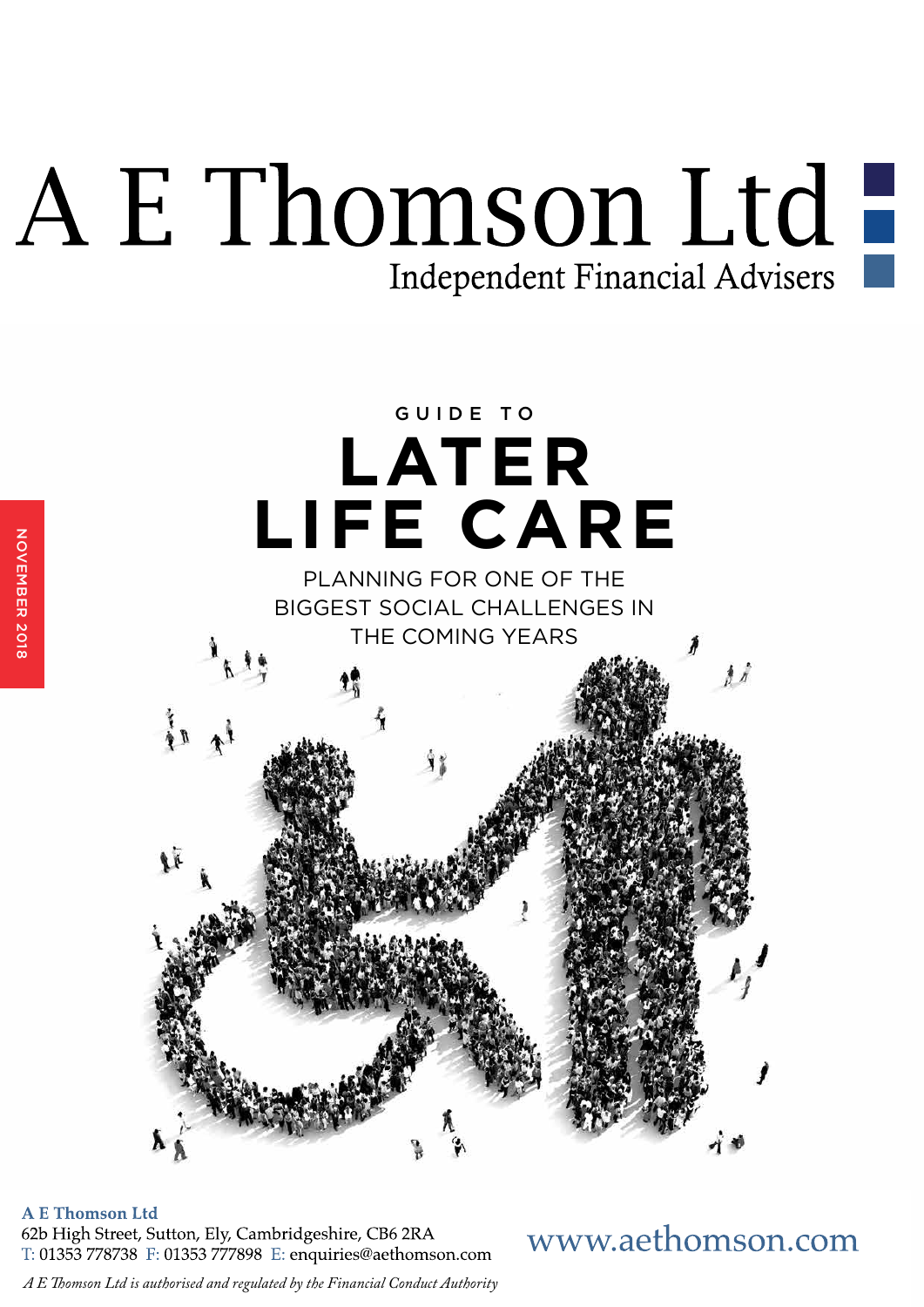# A E Thomson Ltd

Independent Financial Advisers

NOVEMBER 2018

GUIDE TO

# LATER LIFE CARE

PLANNING FOR ONE OF THE BIGGEST SOCIAL CHALLENGES IN THE COMING YEARS

**A E Thomson Ltd**
62b High Street, Sutton, Ely, Cambridgeshire, CB6 2RA
T: 01353 778738 F: 01353 777898 E: enquiries@aethomson.com

www.aethomson.com

*A E Thomson Ltd is authorised and regulated by the Financial Conduct Authority*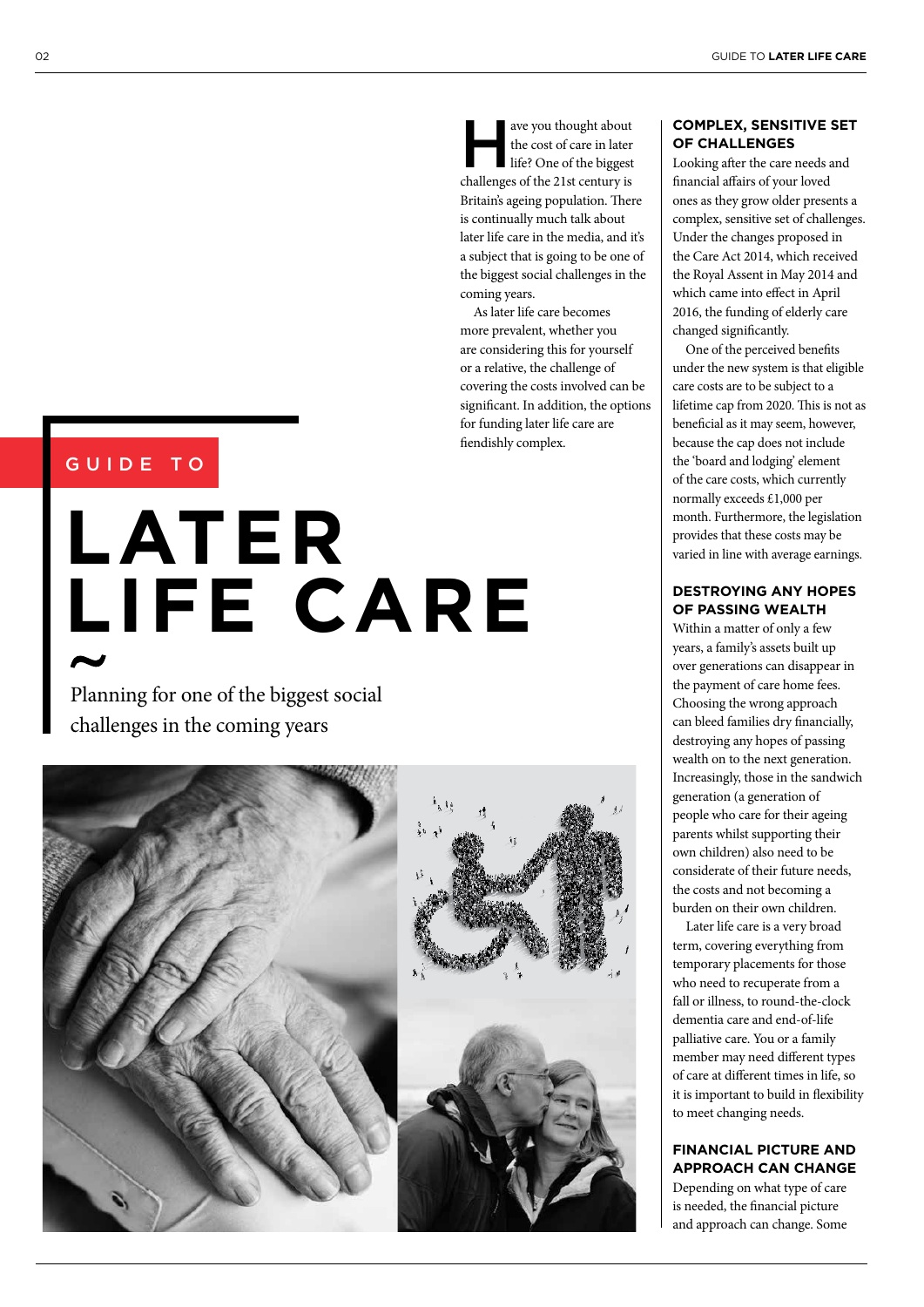# GUIDE TO LATER LIFE CARE

~

Planning for one of the biggest social challenges in the coming years

Have you thought about the cost of care in later life? One of the biggest challenges of the 21st century is Britain's ageing population. There is continually much talk about later life care in the media, and it's a subject that is going to be one of the biggest social challenges in the coming years.

As later life care becomes more prevalent, whether you are considering this for yourself or a relative, the challenge of covering the costs involved can be significant. In addition, the options for funding later life care are fiendishly complex.

## COMPLEX, SENSITIVE SET OF CHALLENGES

Looking after the care needs and financial affairs of your loved ones as they grow older presents a complex, sensitive set of challenges. Under the changes proposed in the Care Act 2014, which received the Royal Assent in May 2014 and which came into effect in April 2016, the funding of elderly care changed significantly.

One of the perceived benefits under the new system is that eligible care costs are to be subject to a lifetime cap from 2020. This is not as beneficial as it may seem, however, because the cap does not include the 'board and lodging' element of the care costs, which currently normally exceeds £1,000 per month. Furthermore, the legislation provides that these costs may be varied in line with average earnings.

## DESTROYING ANY HOPES OF PASSING WEALTH

Within a matter of only a few years, a family's assets built up over generations can disappear in the payment of care home fees. Choosing the wrong approach can bleed families dry financially, destroying any hopes of passing wealth on to the next generation. Increasingly, those in the sandwich generation (a generation of people who care for their ageing parents whilst supporting their own children) also need to be considerate of their future needs, the costs and not becoming a burden on their own children.

Later life care is a very broad term, covering everything from temporary placements for those who need to recuperate from a fall or illness, to round-the-clock dementia care and end-of-life palliative care. You or a family member may need different types of care at different times in life, so it is important to build in flexibility to meet changing needs.

## FINANCIAL PICTURE AND APPROACH CAN CHANGE

Depending on what type of care is needed, the financial picture and approach can change. Some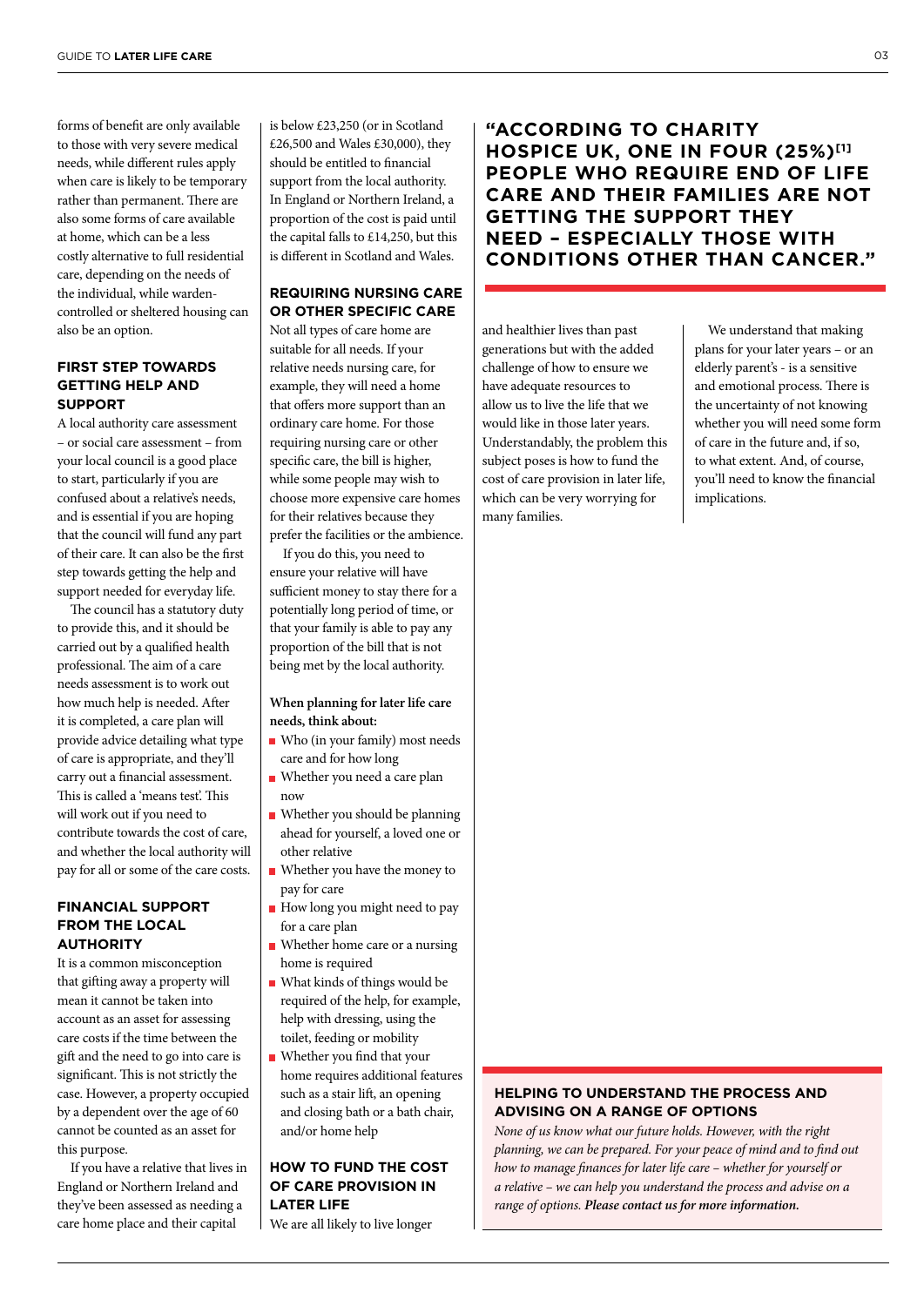forms of benefit are only available to those with very severe medical needs, while different rules apply when care is likely to be temporary rather than permanent. There are also some forms of care available at home, which can be a less costly alternative to full residential care, depending on the needs of the individual, while warden-controlled or sheltered housing can also be an option.

## FIRST STEP TOWARDS GETTING HELP AND SUPPORT

A local authority care assessment – or social care assessment – from your local council is a good place to start, particularly if you are confused about a relative's needs, and is essential if you are hoping that the council will fund any part of their care. It can also be the first step towards getting the help and support needed for everyday life.

The council has a statutory duty to provide this, and it should be carried out by a qualified health professional. The aim of a care needs assessment is to work out how much help is needed. After it is completed, a care plan will provide advice detailing what type of care is appropriate, and they'll carry out a financial assessment. This is called a 'means test'. This will work out if you need to contribute towards the cost of care, and whether the local authority will pay for all or some of the care costs.

## FINANCIAL SUPPORT FROM THE LOCAL AUTHORITY

It is a common misconception that gifting away a property will mean it cannot be taken into account as an asset for assessing care costs if the time between the gift and the need to go into care is significant. This is not strictly the case. However, a property occupied by a dependent over the age of 60 cannot be counted as an asset for this purpose.

If you have a relative that lives in England or Northern Ireland and they've been assessed as needing a care home place and their capital is below £23,250 (or in Scotland £26,500 and Wales £30,000), they should be entitled to financial support from the local authority. In England or Northern Ireland, a proportion of the cost is paid until the capital falls to £14,250, but this is different in Scotland and Wales.

## REQUIRING NURSING CARE OR OTHER SPECIFIC CARE

Not all types of care home are suitable for all needs. If your relative needs nursing care, for example, they will need a home that offers more support than an ordinary care home. For those requiring nursing care or other specific care, the bill is higher, while some people may wish to choose more expensive care homes for their relatives because they prefer the facilities or the ambience.

If you do this, you need to ensure your relative will have sufficient money to stay there for a potentially long period of time, or that your family is able to pay any proportion of the bill that is not being met by the local authority.

**When planning for later life care needs, think about:**

- Who (in your family) most needs care and for how long
- Whether you need a care plan now
- Whether you should be planning ahead for yourself, a loved one or other relative
- Whether you have the money to pay for care
- How long you might need to pay for a care plan
- Whether home care or a nursing home is required
- What kinds of things would be required of the help, for example, help with dressing, using the toilet, feeding or mobility
- Whether you find that your home requires additional features such as a stair lift, an opening and closing bath or a bath chair, and/or home help

## HOW TO FUND THE COST OF CARE PROVISION IN LATER LIFE

We are all likely to live longer and healthier lives than past generations but with the added challenge of how to ensure we have adequate resources to allow us to live the life that we would like in those later years. Understandably, the problem this subject poses is how to fund the cost of care provision in later life, which can be very worrying for many families.

We understand that making plans for your later years – or an elderly parent's - is a sensitive and emotional process. There is the uncertainty of not knowing whether you will need some form of care in the future and, if so, to what extent. And, of course, you'll need to know the financial implications.

> **"ACCORDING TO CHARITY HOSPICE UK, ONE IN FOUR (25%)[1] PEOPLE WHO REQUIRE END OF LIFE CARE AND THEIR FAMILIES ARE NOT GETTING THE SUPPORT THEY NEED – ESPECIALLY THOSE WITH CONDITIONS OTHER THAN CANCER."**

## HELPING TO UNDERSTAND THE PROCESS AND ADVISING ON A RANGE OF OPTIONS

*None of us know what our future holds. However, with the right planning, we can be prepared. For your peace of mind and to find out how to manage finances for later life care – whether for yourself or a relative – we can help you understand the process and advise on a range of options.* ***Please contact us for more information.***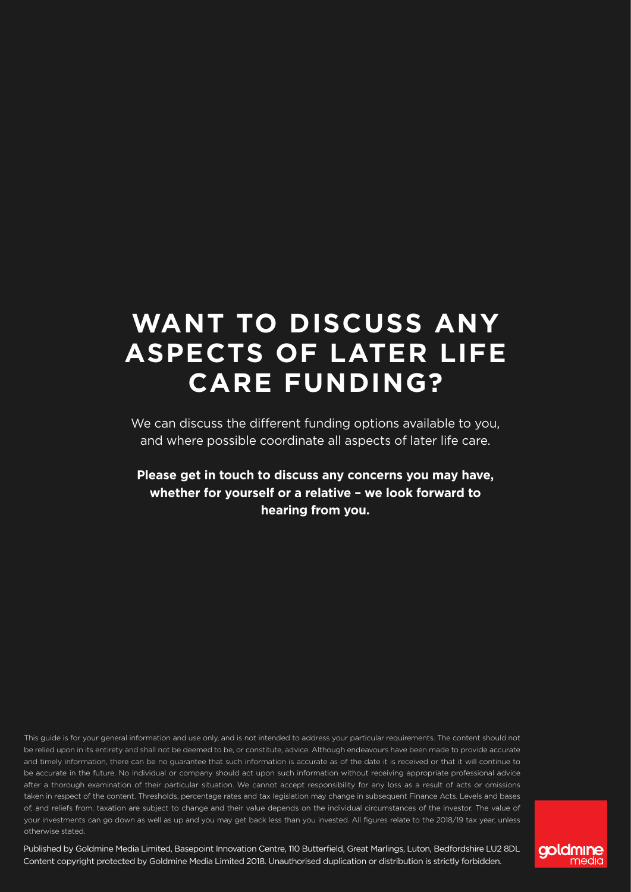# WANT TO DISCUSS ANY ASPECTS OF LATER LIFE CARE FUNDING?

We can discuss the different funding options available to you, and where possible coordinate all aspects of later life care.

**Please get in touch to discuss any concerns you may have, whether for yourself or a relative – we look forward to hearing from you.**

This guide is for your general information and use only, and is not intended to address your particular requirements. The content should not be relied upon in its entirety and shall not be deemed to be, or constitute, advice. Although endeavours have been made to provide accurate and timely information, there can be no guarantee that such information is accurate as of the date it is received or that it will continue to be accurate in the future. No individual or company should act upon such information without receiving appropriate professional advice after a thorough examination of their particular situation. We cannot accept responsibility for any loss as a result of acts or omissions taken in respect of the content. Thresholds, percentage rates and tax legislation may change in subsequent Finance Acts. Levels and bases of, and reliefs from, taxation are subject to change and their value depends on the individual circumstances of the investor. The value of your investments can go down as well as up and you may get back less than you invested. All figures relate to the 2018/19 tax year, unless otherwise stated.

Published by Goldmine Media Limited, Basepoint Innovation Centre, 110 Butterfield, Great Marlings, Luton, Bedfordshire LU2 8DL
Content copyright protected by Goldmine Media Limited 2018. Unauthorised duplication or distribution is strictly forbidden.

goldmine media